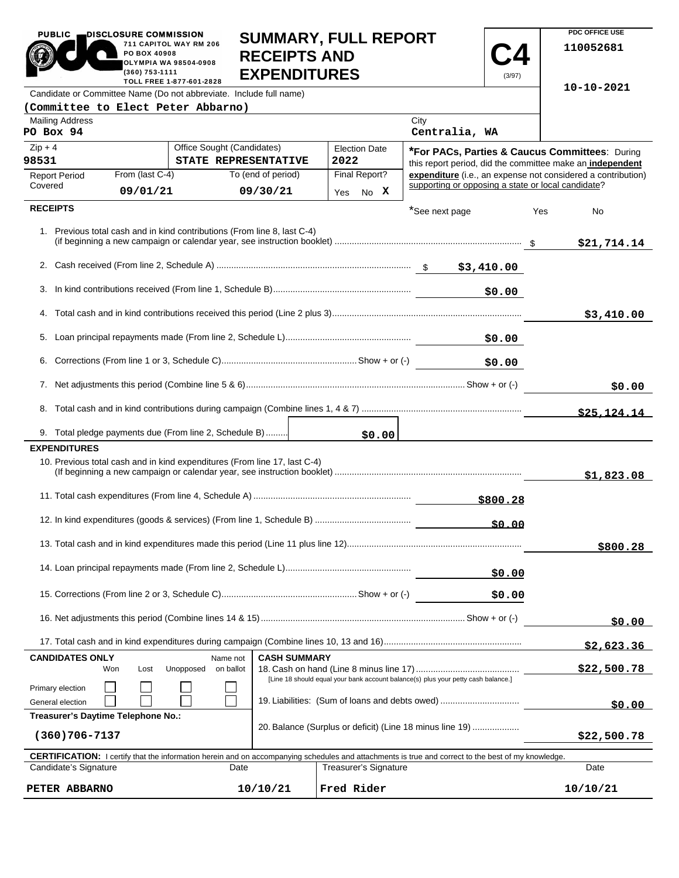PUBLIC DISCLOSURE COMMISSION
711 CAPITOL WAY RM 206
PO BOX 40908
OLYMPIA WA 98504-0908
(360) 753-1111
TOLL FREE 1-877-601-2828

# SUMMARY, FULL REPORT RECEIPTS AND EXPENDITURES

**C4** (3/97)

PDC OFFICE USE
110052681
10-10-2021

Candidate or Committee Name (Do not abbreviate. Include full name)
**(Committee to Elect Peter Abbarno)**

| Mailing Address | City |
|---|---|
| PO Box 94 | Centralia, WA |

| Zip + 4 | Office Sought (Candidates) | Election Date |
|---|---|---|
| 98531 | STATE REPRESENTATIVE | 2022 |

| Report Period Covered | From (last C-4) | To (end of period) | Final Report? |
|---|---|---|---|
| | 09/01/21 | 09/30/21 | Yes No X |

***For PACs, Parties & Caucus Committees**: During this report period, did the committee make an **independent expenditure** (i.e., an expense not considered a contribution) supporting or opposing a state or local candidate? Yes No

## RECEIPTS

*See next page

| Line | Description | Amount | Total |
|---|---|---|---|
| 1. | Previous total cash and in kind contributions (From line 8, last C-4) (if beginning a new campaign or calendar year, see instruction booklet) | | $21,714.14 |
| 2. | Cash received (From line 2, Schedule A) | $3,410.00 | |
| 3. | In kind contributions received (From line 1, Schedule B) | $0.00 | |
| 4. | Total cash and in kind contributions received this period (Line 2 plus 3) | | $3,410.00 |
| 5. | Loan principal repayments made (From line 2, Schedule L) | $0.00 | |
| 6. | Corrections (From line 1 or 3, Schedule C) Show + or (-) | $0.00 | |
| 7. | Net adjustments this period (Combine line 5 & 6) Show + or (-) | | $0.00 |
| 8. | Total cash and in kind contributions during campaign (Combine lines 1, 4 & 7) | | $25,124.14 |
| 9. | Total pledge payments due (From line 2, Schedule B) | $0.00 | |

## EXPENDITURES

| Line | Description | Amount | Total |
|---|---|---|---|
| 10. | Previous total cash and in kind expenditures (From line 17, last C-4) (If beginning a new campaign or calendar year, see instruction booklet) | | $1,823.08 |
| 11. | Total cash expenditures (From line 4, Schedule A) | $800.28 | |
| 12. | In kind expenditures (goods & services) (From line 1, Schedule B) | $0.00 | |
| 13. | Total cash and in kind expenditures made this period (Line 11 plus line 12) | | $800.28 |
| 14. | Loan principal repayments made (From line 2, Schedule L) | $0.00 | |
| 15. | Corrections (From line 2 or 3, Schedule C) Show + or (-) | $0.00 | |
| 16. | Net adjustments this period (Combine lines 14 & 15) Show + or (-) | | $0.00 |
| 17. | Total cash and in kind expenditures during campaign (Combine lines 10, 13 and 16) | | $2,623.36 |

**CANDIDATES ONLY**

| | Won | Lost | Unopposed | Name not on ballot |
|---|---|---|---|---|
| Primary election | ☐ | ☐ | ☐ | ☐ |
| General election | ☐ | ☐ | ☐ | ☐ |

**Treasurer's Daytime Telephone No.:** (360)706-7137

**CASH SUMMARY**

| Line | Description | Total |
|---|---|---|
| 18. | Cash on hand (Line 8 minus line 17) [Line 18 should equal your bank account balance(s) plus your petty cash balance.] | $22,500.78 |
| 19. | Liabilities: (Sum of loans and debts owed) | $0.00 |
| 20. | Balance (Surplus or deficit) (Line 18 minus line 19) | $22,500.78 |

**CERTIFICATION:** I certify that the information herein and on accompanying schedules and attachments is true and correct to the best of my knowledge.

| Candidate's Signature | Date | Treasurer's Signature | Date |
|---|---|---|---|
| PETER ABBARNO | 10/10/21 | Fred Rider | 10/10/21 |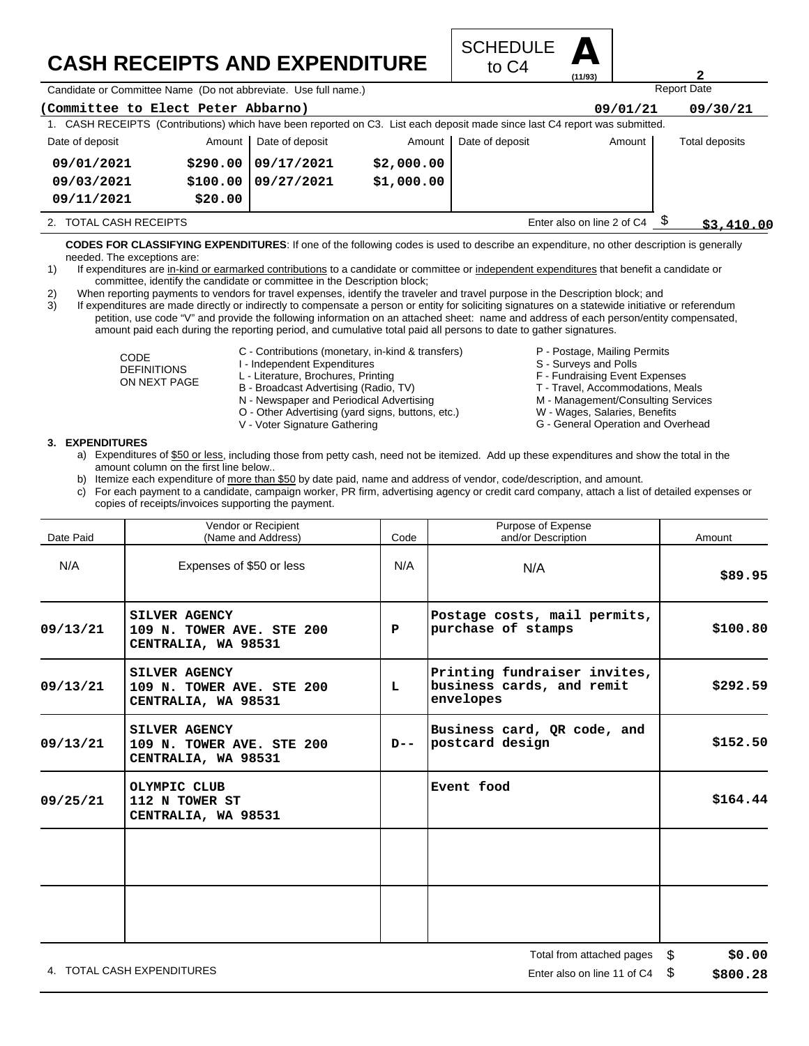# CASH RECEIPTS AND EXPENDITURE

SCHEDULE **A** to C4 (11/93)

**2**

Candidate or Committee Name (Do not abbreviate. Use full name.)

**(Committee to Elect Peter Abbarno)**

Report Date: **09/01/21** **09/30/21**

1. CASH RECEIPTS (Contributions) which have been reported on C3. List each deposit made since last C4 report was submitted.

| Date of deposit | Amount | Date of deposit | Amount | Date of deposit | Amount | Total deposits |
|---|---|---|---|---|---|---|
| 09/01/2021 | $290.00 | 09/17/2021 | $2,000.00 | | | |
| 09/03/2021 | $100.00 | 09/27/2021 | $1,000.00 | | | |
| 09/11/2021 | $20.00 | | | | | |

2. TOTAL CASH RECEIPTS — Enter also on line 2 of C4 $ **$3,410.00**

**CODES FOR CLASSIFYING EXPENDITURES**: If one of the following codes is used to describe an expenditure, no other description is generally needed. The exceptions are:

1) If expenditures are in-kind or earmarked contributions to a candidate or committee or independent expenditures that benefit a candidate or committee, identify the candidate or committee in the Description block;
2) When reporting payments to vendors for travel expenses, identify the traveler and travel purpose in the Description block; and
3) If expenditures are made directly or indirectly to compensate a person or entity for soliciting signatures on a statewide initiative or referendum petition, use code "V" and provide the following information on an attached sheet: name and address of each person/entity compensated, amount paid each during the reporting period, and cumulative total paid all persons to date to gather signatures.

CODE DEFINITIONS ON NEXT PAGE

- C - Contributions (monetary, in-kind & transfers)
- I - Independent Expenditures
- L - Literature, Brochures, Printing
- B - Broadcast Advertising (Radio, TV)
- N - Newspaper and Periodical Advertising
- O - Other Advertising (yard signs, buttons, etc.)
- V - Voter Signature Gathering
- P - Postage, Mailing Permits
- S - Surveys and Polls
- F - Fundraising Event Expenses
- T - Travel, Accommodations, Meals
- M - Management/Consulting Services
- W - Wages, Salaries, Benefits
- G - General Operation and Overhead

**3. EXPENDITURES**

a) Expenditures of $50 or less, including those from petty cash, need not be itemized. Add up these expenditures and show the total in the amount column on the first line below..
b) Itemize each expenditure of more than $50 by date paid, name and address of vendor, code/description, and amount.
c) For each payment to a candidate, campaign worker, PR firm, advertising agency or credit card company, attach a list of detailed expenses or copies of receipts/invoices supporting the payment.

| Date Paid | Vendor or Recipient (Name and Address) | Code | Purpose of Expense and/or Description | Amount |
|---|---|---|---|---|
| N/A | Expenses of $50 or less | N/A | N/A | $89.95 |
| 09/13/21 | SILVER AGENCY<br>109 N. TOWER AVE. STE 200<br>CENTRALIA, WA 98531 | P | Postage costs, mail permits, purchase of stamps | $100.80 |
| 09/13/21 | SILVER AGENCY<br>109 N. TOWER AVE. STE 200<br>CENTRALIA, WA 98531 | L | Printing fundraiser invites, business cards, and remit envelopes | $292.59 |
| 09/13/21 | SILVER AGENCY<br>109 N. TOWER AVE. STE 200<br>CENTRALIA, WA 98531 | D-- | Business card, QR code, and postcard design | $152.50 |
| 09/25/21 | OLYMPIC CLUB<br>112 N TOWER ST<br>CENTRALIA, WA 98531 | | Event food | $164.44 |
| | | | | |
| | | | | |

Total from attached pages $ **$0.00**

4. TOTAL CASH EXPENDITURES — Enter also on line 11 of C4 $ **$800.28**